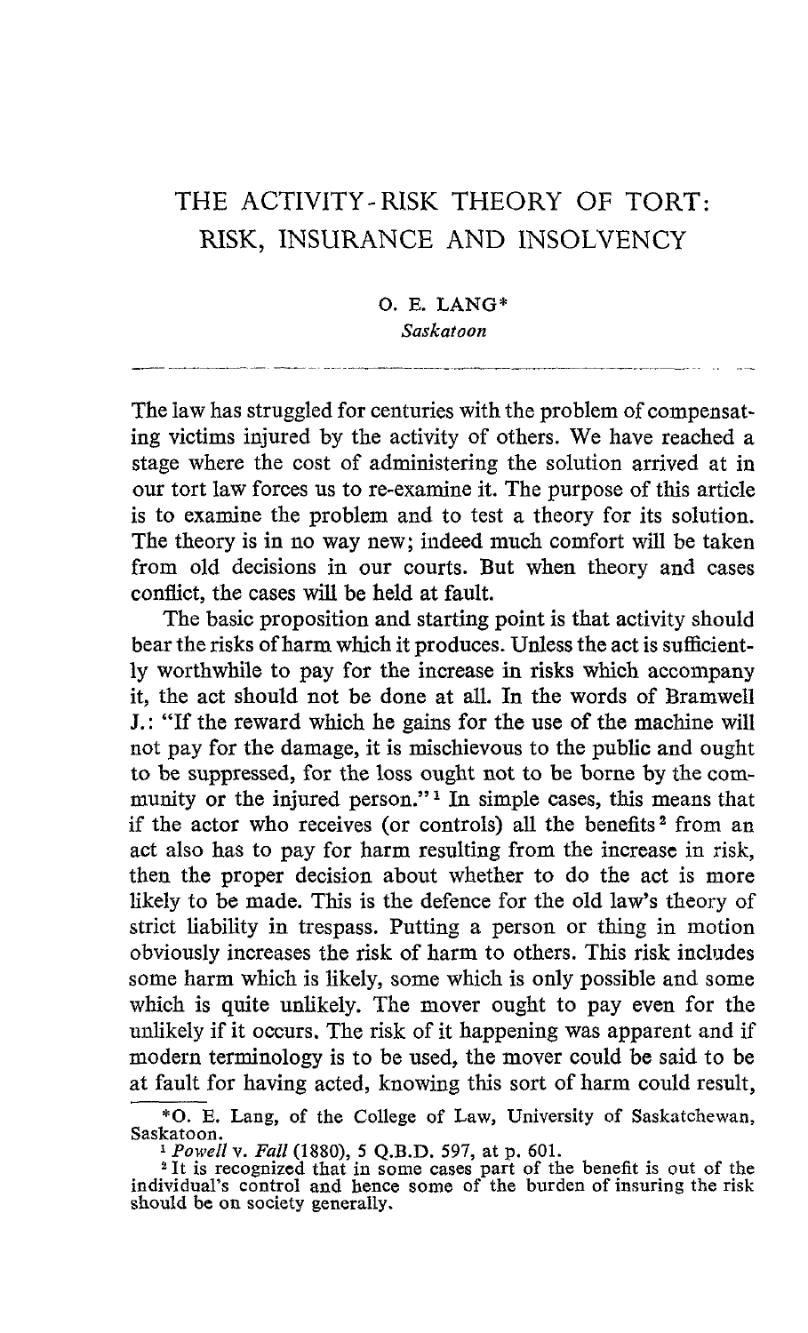# THE ACTIVITY-RISK THEORY OF TORT: RISK, INSURANCE AND INSOLVENCY

O. E. LANG*
*Saskatoon*

The law has struggled for centuries with the problem of compensating victims injured by the activity of others. We have reached a stage where the cost of administering the solution arrived at in our tort law forces us to re-examine it. The purpose of this article is to examine the problem and to test a theory for its solution. The theory is in no way new; indeed much comfort will be taken from old decisions in our courts. But when theory and cases conflict, the cases will be held at fault.

The basic proposition and starting point is that activity should bear the risks of harm which it produces. Unless the act is sufficiently worthwhile to pay for the increase in risks which accompany it, the act should not be done at all. In the words of Bramwell J.: "If the reward which he gains for the use of the machine will not pay for the damage, it is mischievous to the public and ought to be suppressed, for the loss ought not to be borne by the community or the injured person."[1] In simple cases, this means that if the actor who receives (or controls) all the benefits[2] from an act also has to pay for harm resulting from the increase in risk, then the proper decision about whether to do the act is more likely to be made. This is the defence for the old law's theory of strict liability in trespass. Putting a person or thing in motion obviously increases the risk of harm to others. This risk includes some harm which is likely, some which is only possible and some which is quite unlikely. The mover ought to pay even for the unlikely if it occurs. The risk of it happening was apparent and if modern terminology is to be used, the mover could be said to be at fault for having acted, knowing this sort of harm could result,

*O. E. Lang, of the College of Law, University of Saskatchewan, Saskatoon.

[1] *Powell* v. *Fall* (1880), 5 Q.B.D. 597, at p. 601.

[2] It is recognized that in some cases part of the benefit is out of the individual's control and hence some of the burden of insuring the risk should be on society generally.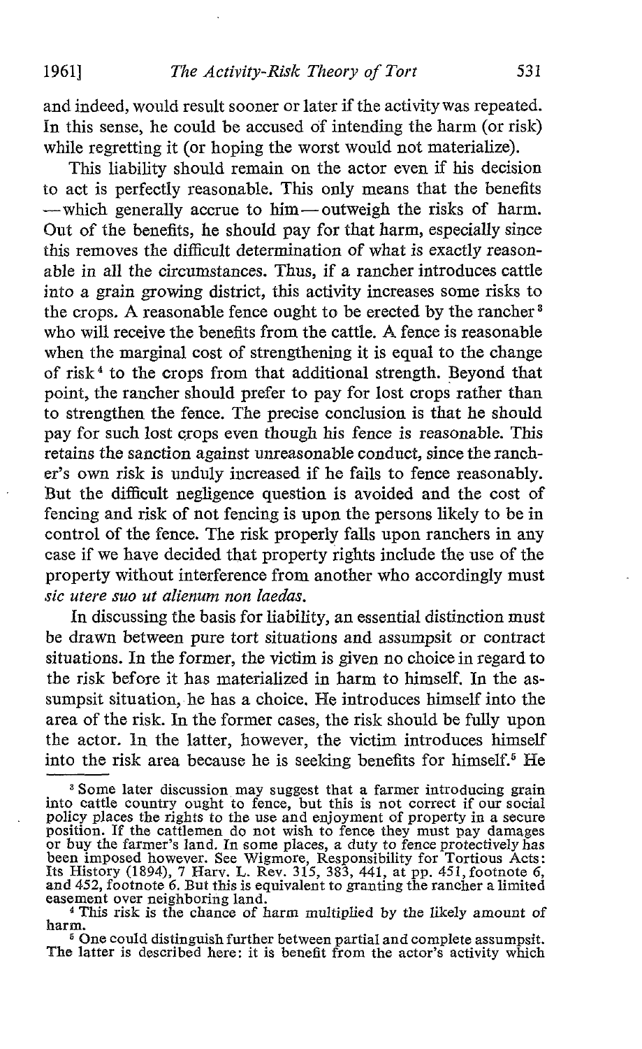and indeed, would result sooner or later if the activity was repeated. In this sense, he could be accused of intending the harm (or risk) while regretting it (or hoping the worst would not materialize).

This liability should remain on the actor even if his decision to act is perfectly reasonable. This only means that the benefits —which generally accrue to him—outweigh the risks of harm. Out of the benefits, he should pay for that harm, especially since this removes the difficult determination of what is exactly reasonable in all the circumstances. Thus, if a rancher introduces cattle into a grain growing district, this activity increases some risks to the crops. A reasonable fence ought to be erected by the rancher [3] who will receive the benefits from the cattle. A fence is reasonable when the marginal cost of strengthening it is equal to the change of risk [4] to the crops from that additional strength. Beyond that point, the rancher should prefer to pay for lost crops rather than to strengthen the fence. The precise conclusion is that he should pay for such lost crops even though his fence is reasonable. This retains the sanction against unreasonable conduct, since the rancher's own risk is unduly increased if he fails to fence reasonably. But the difficult negligence question is avoided and the cost of fencing and risk of not fencing is upon the persons likely to be in control of the fence. The risk properly falls upon ranchers in any case if we have decided that property rights include the use of the property without interference from another who accordingly must *sic utere suo ut alienum non laedas*.

In discussing the basis for liability, an essential distinction must be drawn between pure tort situations and assumpsit or contract situations. In the former, the victim is given no choice in regard to the risk before it has materialized in harm to himself. In the assumpsit situation, he has a choice. He introduces himself into the area of the risk. In the former cases, the risk should be fully upon the actor. In the latter, however, the victim introduces himself into the risk area because he is seeking benefits for himself.[5] He

---

[3] Some later discussion may suggest that a farmer introducing grain into cattle country ought to fence, but this is not correct if our social policy places the rights to the use and enjoyment of property in a secure position. If the cattlemen do not wish to fence they must pay damages or buy the farmer's land. In some places, a duty to fence protectively has been imposed however. See Wigmore, Responsibility for Tortious Acts: Its History (1894), 7 Harv. L. Rev. 315, 383, 441, at pp. 451, footnote 6, and 452, footnote 6. But this is equivalent to granting the rancher a limited easement over neighboring land.

[4] This risk is the chance of harm multiplied by the likely amount of harm.

[5] One could distinguish further between partial and complete assumpsit. The latter is described here: it is benefit from the actor's activity which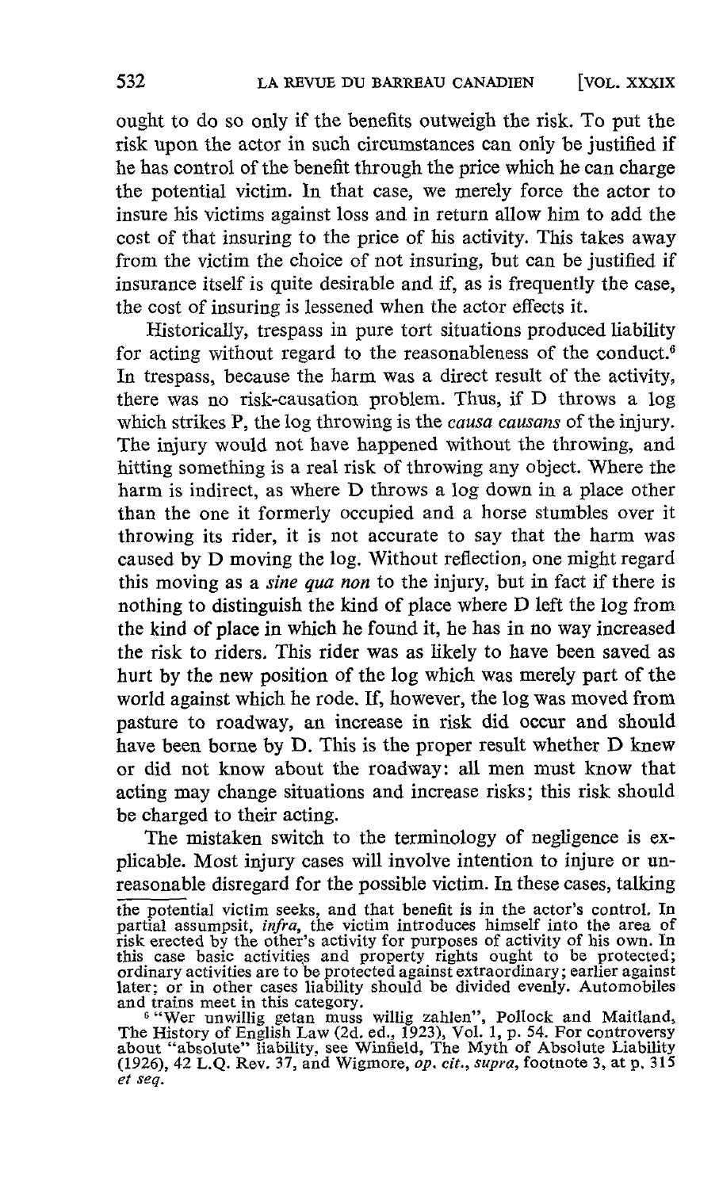ought to do so only if the benefits outweigh the risk. To put the risk upon the actor in such circumstances can only be justified if he has control of the benefit through the price which he can charge the potential victim. In that case, we merely force the actor to insure his victims against loss and in return allow him to add the cost of that insuring to the price of his activity. This takes away from the victim the choice of not insuring, but can be justified if insurance itself is quite desirable and if, as is frequently the case, the cost of insuring is lessened when the actor effects it.

Historically, trespass in pure tort situations produced liability for acting without regard to the reasonableness of the conduct.[6] In trespass, because the harm was a direct result of the activity, there was no risk-causation problem. Thus, if D throws a log which strikes P, the log throwing is the *causa causans* of the injury. The injury would not have happened without the throwing, and hitting something is a real risk of throwing any object. Where the harm is indirect, as where D throws a log down in a place other than the one it formerly occupied and a horse stumbles over it throwing its rider, it is not accurate to say that the harm was caused by D moving the log. Without reflection, one might regard this moving as a *sine qua non* to the injury, but in fact if there is nothing to distinguish the kind of place where D left the log from the kind of place in which he found it, he has in no way increased the risk to riders. This rider was as likely to have been saved as hurt by the new position of the log which was merely part of the world against which he rode. If, however, the log was moved from pasture to roadway, an increase in risk did occur and should have been borne by D. This is the proper result whether D knew or did not know about the roadway: all men must know that acting may change situations and increase risks; this risk should be charged to their acting.

The mistaken switch to the terminology of negligence is explicable. Most injury cases will involve intention to injure or unreasonable disregard for the possible victim. In these cases, talking

---

the potential victim seeks, and that benefit is in the actor's control. In partial assumpsit, *infra*, the victim introduces himself into the area of risk erected by the other's activity for purposes of activity of his own. In this case basic activities and property rights ought to be protected; ordinary activities are to be protected against extraordinary; earlier against later; or in other cases liability should be divided evenly. Automobiles and trains meet in this category.

[6] "Wer unwillig getan muss willig zahlen", Pollock and Maitland, The History of English Law (2d. ed., 1923), Vol. 1, p. 54. For controversy about "absolute" liability, see Winfield, The Myth of Absolute Liability (1926), 42 L.Q. Rev. 37, and Wigmore, *op. cit., supra*, footnote 3, at p. 315 *et seq.*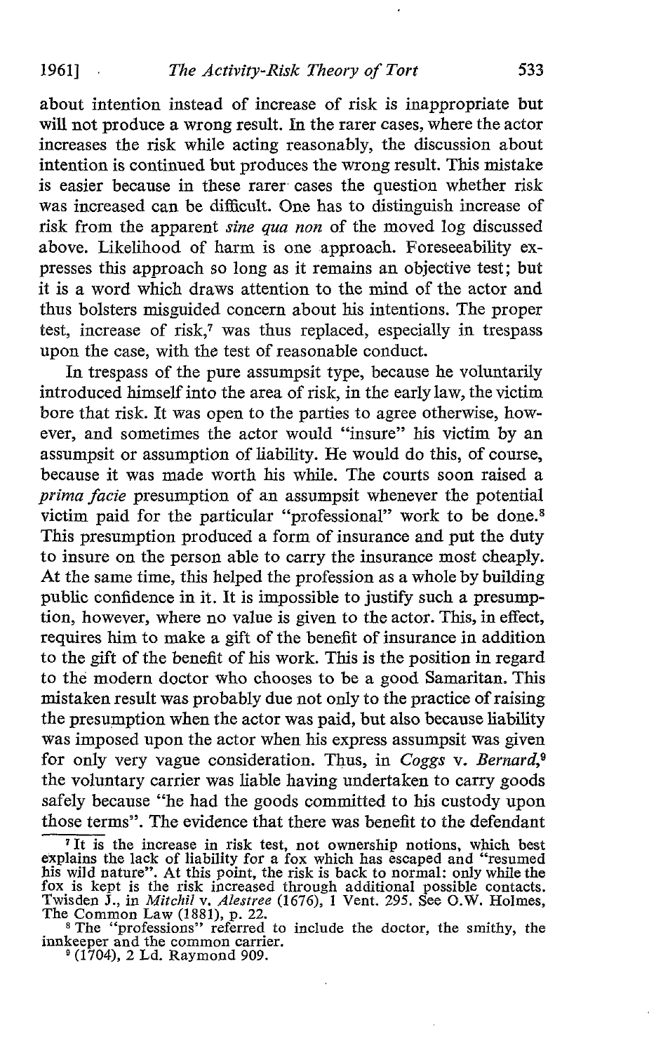about intention instead of increase of risk is inappropriate but will not produce a wrong result. In the rarer cases, where the actor increases the risk while acting reasonably, the discussion about intention is continued but produces the wrong result. This mistake is easier because in these rarer cases the question whether risk was increased can be difficult. One has to distinguish increase of risk from the apparent *sine qua non* of the moved log discussed above. Likelihood of harm is one approach. Foreseeability expresses this approach so long as it remains an objective test; but it is a word which draws attention to the mind of the actor and thus bolsters misguided concern about his intentions. The proper test, increase of risk,[7] was thus replaced, especially in trespass upon the case, with the test of reasonable conduct.

In trespass of the pure assumpsit type, because he voluntarily introduced himself into the area of risk, in the early law, the victim bore that risk. It was open to the parties to agree otherwise, however, and sometimes the actor would "insure" his victim by an assumpsit or assumption of liability. He would do this, of course, because it was made worth his while. The courts soon raised a *prima facie* presumption of an assumpsit whenever the potential victim paid for the particular "professional" work to be done.[8] This presumption produced a form of insurance and put the duty to insure on the person able to carry the insurance most cheaply. At the same time, this helped the profession as a whole by building public confidence in it. It is impossible to justify such a presumption, however, where no value is given to the actor. This, in effect, requires him to make a gift of the benefit of insurance in addition to the gift of the benefit of his work. This is the position in regard to the modern doctor who chooses to be a good Samaritan. This mistaken result was probably due not only to the practice of raising the presumption when the actor was paid, but also because liability was imposed upon the actor when his express assumpsit was given for only very vague consideration. Thus, in *Coggs* v. *Bernard*,[9] the voluntary carrier was liable having undertaken to carry goods safely because "he had the goods committed to his custody upon those terms". The evidence that there was benefit to the defendant

---

[7] It is the increase in risk test, not ownership notions, which best explains the lack of liability for a fox which has escaped and "resumed his wild nature". At this point, the risk is back to normal: only while the fox is kept is the risk increased through additional possible contacts. Twisden J., in *Mitchil* v. *Alestree* (1676), 1 Vent. 295. See O.W. Holmes, The Common Law (1881), p. 22.

[8] The "professions" referred to include the doctor, the smithy, the innkeeper and the common carrier.

[9] (1704), 2 Ld. Raymond 909.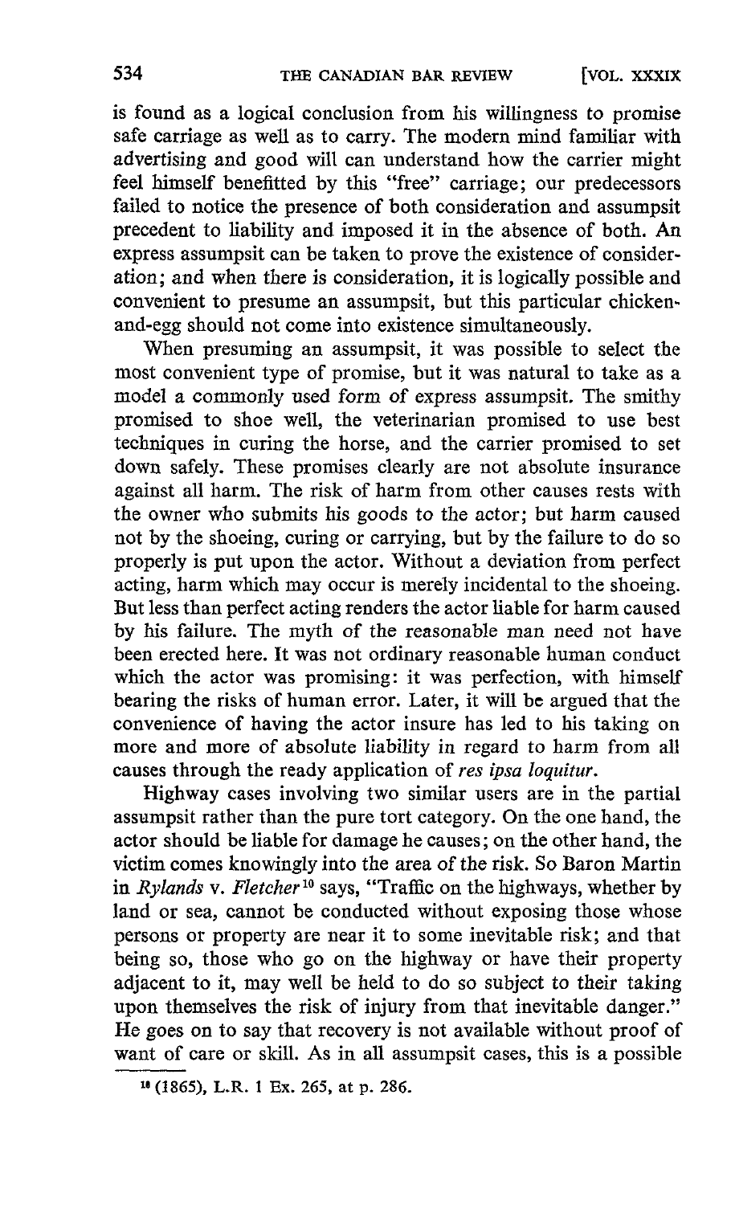is found as a logical conclusion from his willingness to promise safe carriage as well as to carry. The modern mind familiar with advertising and good will can understand how the carrier might feel himself benefitted by this "free" carriage; our predecessors failed to notice the presence of both consideration and assumpsit precedent to liability and imposed it in the absence of both. An express assumpsit can be taken to prove the existence of consideration; and when there is consideration, it is logically possible and convenient to presume an assumpsit, but this particular chicken-and-egg should not come into existence simultaneously.

When presuming an assumpsit, it was possible to select the most convenient type of promise, but it was natural to take as a model a commonly used form of express assumpsit. The smithy promised to shoe well, the veterinarian promised to use best techniques in curing the horse, and the carrier promised to set down safely. These promises clearly are not absolute insurance against all harm. The risk of harm from other causes rests with the owner who submits his goods to the actor; but harm caused not by the shoeing, curing or carrying, but by the failure to do so properly is put upon the actor. Without a deviation from perfect acting, harm which may occur is merely incidental to the shoeing. But less than perfect acting renders the actor liable for harm caused by his failure. The myth of the reasonable man need not have been erected here. It was not ordinary reasonable human conduct which the actor was promising: it was perfection, with himself bearing the risks of human error. Later, it will be argued that the convenience of having the actor insure has led to his taking on more and more of absolute liability in regard to harm from all causes through the ready application of *res ipsa loquitur*.

Highway cases involving two similar users are in the partial assumpsit rather than the pure tort category. On the one hand, the actor should be liable for damage he causes; on the other hand, the victim comes knowingly into the area of the risk. So Baron Martin in *Rylands* v. *Fletcher*[10] says, "Traffic on the highways, whether by land or sea, cannot be conducted without exposing those whose persons or property are near it to some inevitable risk; and that being so, those who go on the highway or have their property adjacent to it, may well be held to do so subject to their taking upon themselves the risk of injury from that inevitable danger." He goes on to say that recovery is not available without proof of want of care or skill. As in all assumpsit cases, this is a possible

[10] (1865), L.R. 1 Ex. 265, at p. 286.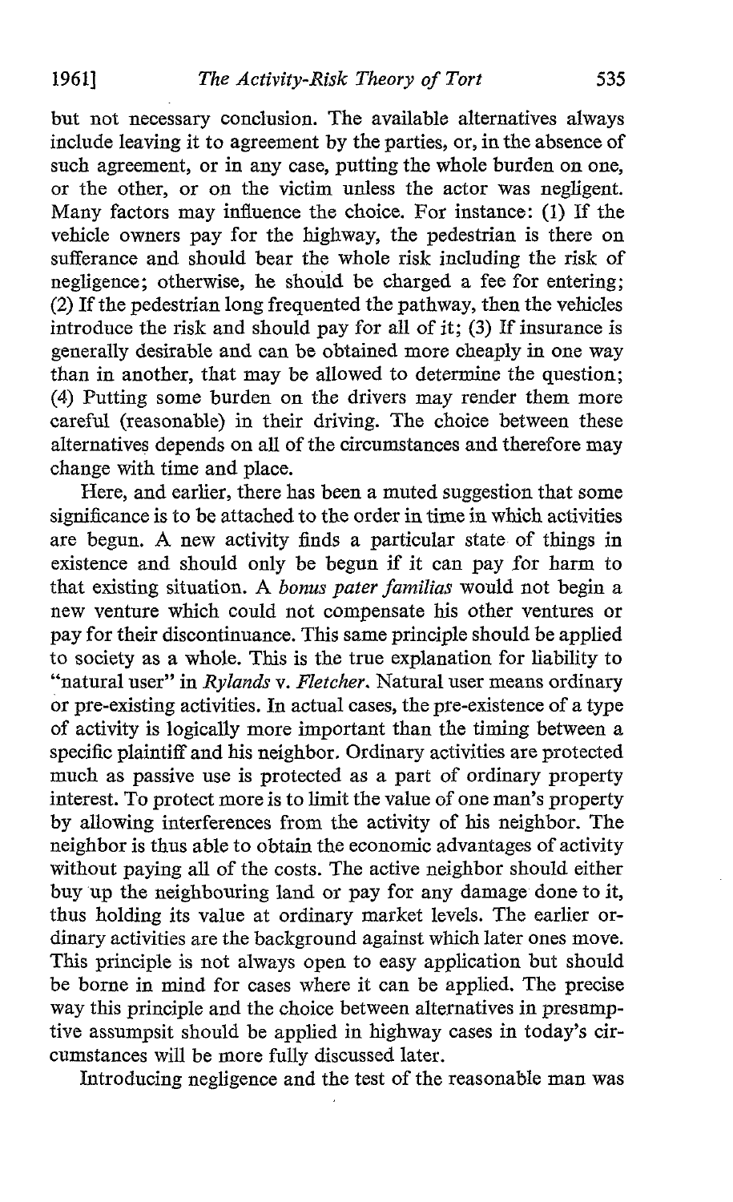but not necessary conclusion. The available alternatives always include leaving it to agreement by the parties, or, in the absence of such agreement, or in any case, putting the whole burden on one, or the other, or on the victim unless the actor was negligent. Many factors may influence the choice. For instance: (1) If the vehicle owners pay for the highway, the pedestrian is there on sufferance and should bear the whole risk including the risk of negligence; otherwise, he should be charged a fee for entering; (2) If the pedestrian long frequented the pathway, then the vehicles introduce the risk and should pay for all of it; (3) If insurance is generally desirable and can be obtained more cheaply in one way than in another, that may be allowed to determine the question; (4) Putting some burden on the drivers may render them more careful (reasonable) in their driving. The choice between these alternatives depends on all of the circumstances and therefore may change with time and place.

Here, and earlier, there has been a muted suggestion that some significance is to be attached to the order in time in which activities are begun. A new activity finds a particular state of things in existence and should only be begun if it can pay for harm to that existing situation. A *bonus pater familias* would not begin a new venture which could not compensate his other ventures or pay for their discontinuance. This same principle should be applied to society as a whole. This is the true explanation for liability to "natural user" in *Rylands* v. *Fletcher*. Natural user means ordinary or pre-existing activities. In actual cases, the pre-existence of a type of activity is logically more important than the timing between a specific plaintiff and his neighbor. Ordinary activities are protected much as passive use is protected as a part of ordinary property interest. To protect more is to limit the value of one man's property by allowing interferences from the activity of his neighbor. The neighbor is thus able to obtain the economic advantages of activity without paying all of the costs. The active neighbor should either buy up the neighbouring land or pay for any damage done to it, thus holding its value at ordinary market levels. The earlier ordinary activities are the background against which later ones move. This principle is not always open to easy application but should be borne in mind for cases where it can be applied. The precise way this principle and the choice between alternatives in presumptive assumpsit should be applied in highway cases in today's circumstances will be more fully discussed later.

Introducing negligence and the test of the reasonable man was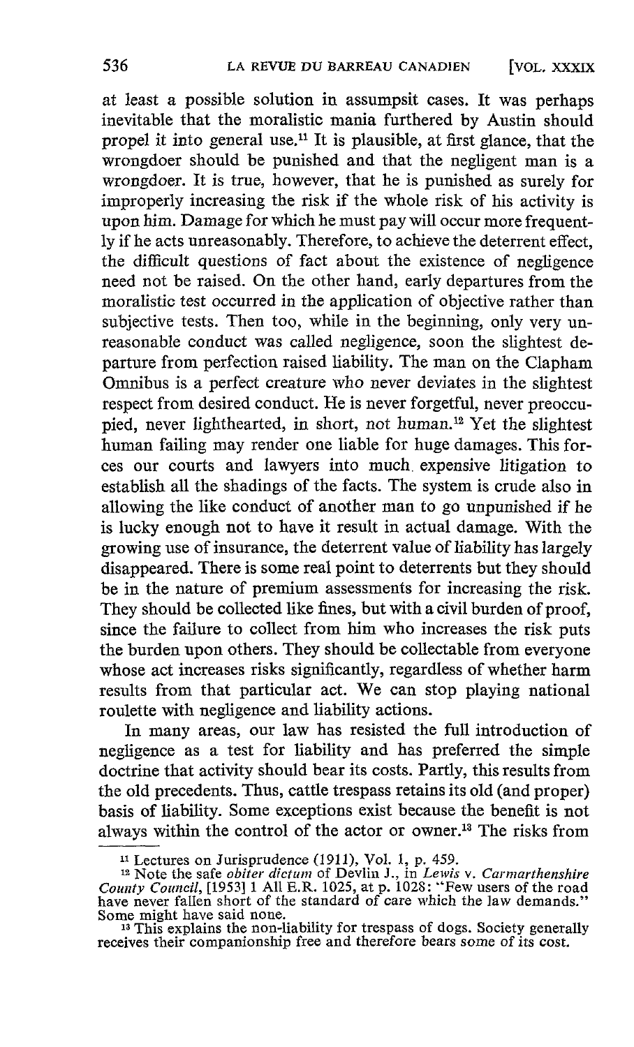at least a possible solution in assumpsit cases. It was perhaps inevitable that the moralistic mania furthered by Austin should propel it into general use.[11] It is plausible, at first glance, that the wrongdoer should be punished and that the negligent man is a wrongdoer. It is true, however, that he is punished as surely for improperly increasing the risk if the whole risk of his activity is upon him. Damage for which he must pay will occur more frequently if he acts unreasonably. Therefore, to achieve the deterrent effect, the difficult questions of fact about the existence of negligence need not be raised. On the other hand, early departures from the moralistic test occurred in the application of objective rather than subjective tests. Then too, while in the beginning, only very unreasonable conduct was called negligence, soon the slightest departure from perfection raised liability. The man on the Clapham Omnibus is a perfect creature who never deviates in the slightest respect from desired conduct. He is never forgetful, never preoccupied, never lighthearted, in short, not human.[12] Yet the slightest human failing may render one liable for huge damages. This forces our courts and lawyers into much expensive litigation to establish all the shadings of the facts. The system is crude also in allowing the like conduct of another man to go unpunished if he is lucky enough not to have it result in actual damage. With the growing use of insurance, the deterrent value of liability has largely disappeared. There is some real point to deterrents but they should be in the nature of premium assessments for increasing the risk. They should be collected like fines, but with a civil burden of proof, since the failure to collect from him who increases the risk puts the burden upon others. They should be collectable from everyone whose act increases risks significantly, regardless of whether harm results from that particular act. We can stop playing national roulette with negligence and liability actions.

In many areas, our law has resisted the full introduction of negligence as a test for liability and has preferred the simple doctrine that activity should bear its costs. Partly, this results from the old precedents. Thus, cattle trespass retains its old (and proper) basis of liability. Some exceptions exist because the benefit is not always within the control of the actor or owner.[13] The risks from

---

[11] Lectures on Jurisprudence (1911), Vol. 1, p. 459.

[12] Note the safe *obiter dictum* of Devlin J., in *Lewis* v. *Carmarthenshire County Council*, [1953] 1 All E.R. 1025, at p. 1028: "Few users of the road have never fallen short of the standard of care which the law demands." Some might have said none.

[13] This explains the non-liability for trespass of dogs. Society generally receives their companionship free and therefore bears some of its cost.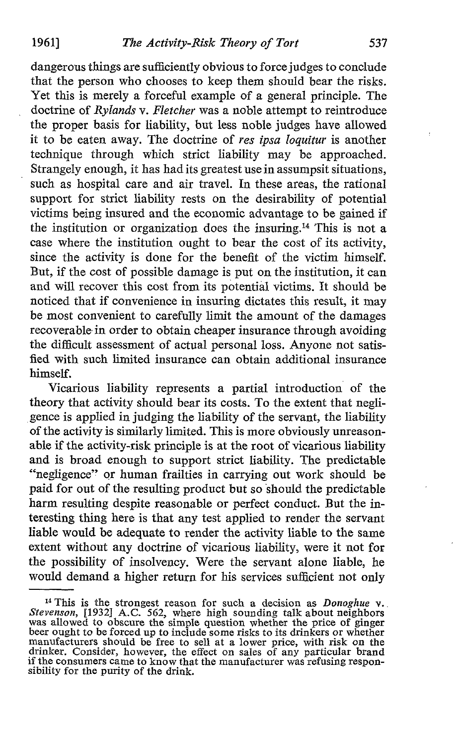dangerous things are sufficiently obvious to force judges to conclude that the person who chooses to keep them should bear the risks. Yet this is merely a forceful example of a general principle. The doctrine of *Rylands* v. *Fletcher* was a noble attempt to reintroduce the proper basis for liability, but less noble judges have allowed it to be eaten away. The doctrine of *res ipsa loquitur* is another technique through which strict liability may be approached. Strangely enough, it has had its greatest use in assumpsit situations, such as hospital care and air travel. In these areas, the rational support for strict liability rests on the desirability of potential victims being insured and the economic advantage to be gained if the institution or organization does the insuring.[14] This is not a case where the institution ought to bear the cost of its activity, since the activity is done for the benefit of the victim himself. But, if the cost of possible damage is put on the institution, it can and will recover this cost from its potential victims. It should be noticed that if convenience in insuring dictates this result, it may be most convenient to carefully limit the amount of the damages recoverable in order to obtain cheaper insurance through avoiding the difficult assessment of actual personal loss. Anyone not satisfied with such limited insurance can obtain additional insurance himself.

Vicarious liability represents a partial introduction of the theory that activity should bear its costs. To the extent that negligence is applied in judging the liability of the servant, the liability of the activity is similarly limited. This is more obviously unreasonable if the activity-risk principle is at the root of vicarious liability and is broad enough to support strict liability. The predictable "negligence" or human frailties in carrying out work should be paid for out of the resulting product but so should the predictable harm resulting despite reasonable or perfect conduct. But the interesting thing here is that any test applied to render the servant liable would be adequate to render the activity liable to the same extent without any doctrine of vicarious liability, were it not for the possibility of insolvency. Were the servant alone liable, he would demand a higher return for his services sufficient not only

---

[14] This is the strongest reason for such a decision as *Donoghue* v. *Stevenson*, [1932] A.C. 562, where high sounding talk about neighbors was allowed to obscure the simple question whether the price of ginger beer ought to be forced up to include some risks to its drinkers or whether manufacturers should be free to sell at a lower price, with risk on the drinker. Consider, however, the effect on sales of any particular brand if the consumers came to know that the manufacturer was refusing responsibility for the purity of the drink.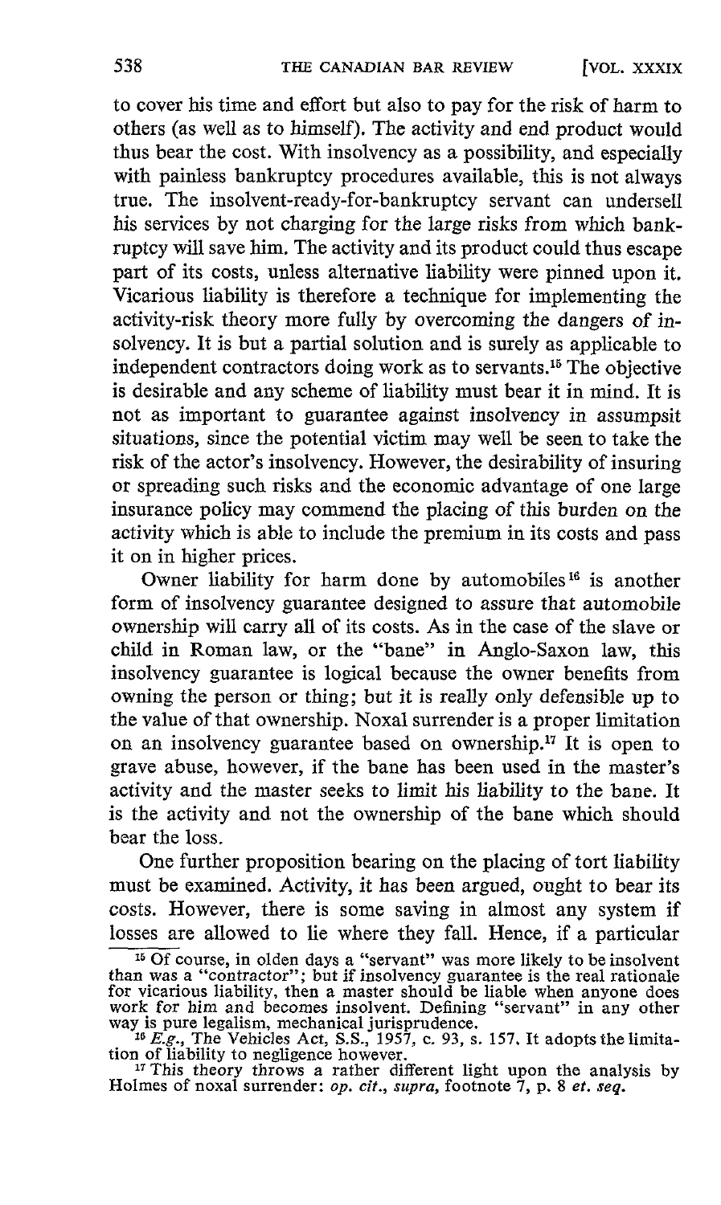to cover his time and effort but also to pay for the risk of harm to others (as well as to himself). The activity and end product would thus bear the cost. With insolvency as a possibility, and especially with painless bankruptcy procedures available, this is not always true. The insolvent-ready-for-bankruptcy servant can undersell his services by not charging for the large risks from which bankruptcy will save him. The activity and its product could thus escape part of its costs, unless alternative liability were pinned upon it. Vicarious liability is therefore a technique for implementing the activity-risk theory more fully by overcoming the dangers of insolvency. It is but a partial solution and is surely as applicable to independent contractors doing work as to servants.[15] The objective is desirable and any scheme of liability must bear it in mind. It is not as important to guarantee against insolvency in assumpsit situations, since the potential victim may well be seen to take the risk of the actor's insolvency. However, the desirability of insuring or spreading such risks and the economic advantage of one large insurance policy may commend the placing of this burden on the activity which is able to include the premium in its costs and pass it on in higher prices.

Owner liability for harm done by automobiles[16] is another form of insolvency guarantee designed to assure that automobile ownership will carry all of its costs. As in the case of the slave or child in Roman law, or the "bane" in Anglo-Saxon law, this insolvency guarantee is logical because the owner benefits from owning the person or thing; but it is really only defensible up to the value of that ownership. Noxal surrender is a proper limitation on an insolvency guarantee based on ownership.[17] It is open to grave abuse, however, if the bane has been used in the master's activity and the master seeks to limit his liability to the bane. It is the activity and not the ownership of the bane which should bear the loss.

One further proposition bearing on the placing of tort liability must be examined. Activity, it has been argued, ought to bear its costs. However, there is some saving in almost any system if losses are allowed to lie where they fall. Hence, if a particular

---

[15] Of course, in olden days a "servant" was more likely to be insolvent than was a "contractor"; but if insolvency guarantee is the real rationale for vicarious liability, then a master should be liable when anyone does work for him and becomes insolvent. Defining "servant" in any other way is pure legalism, mechanical jurisprudence.

[16] *E.g.*, The Vehicles Act, S.S., 1957, c. 93, s. 157. It adopts the limitation of liability to negligence however.

[17] This theory throws a rather different light upon the analysis by Holmes of noxal surrender: *op. cit.*, *supra*, footnote 7, p. 8 *et. seq.*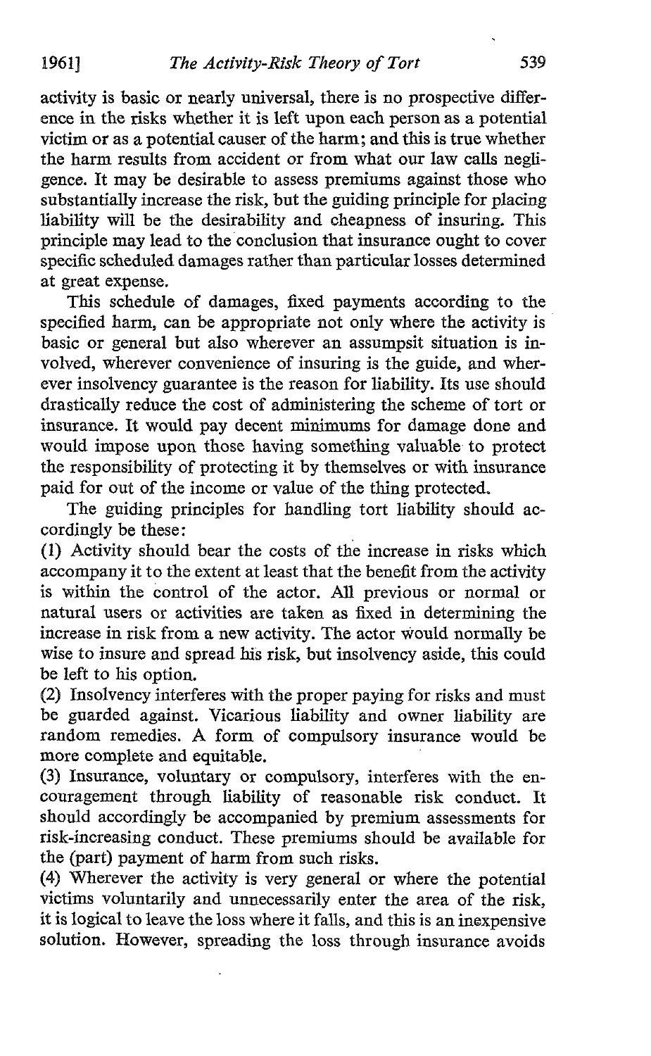activity is basic or nearly universal, there is no prospective difference in the risks whether it is left upon each person as a potential victim or as a potential causer of the harm; and this is true whether the harm results from accident or from what our law calls negligence. It may be desirable to assess premiums against those who substantially increase the risk, but the guiding principle for placing liability will be the desirability and cheapness of insuring. This principle may lead to the conclusion that insurance ought to cover specific scheduled damages rather than particular losses determined at great expense.

This schedule of damages, fixed payments according to the specified harm, can be appropriate not only where the activity is basic or general but also wherever an assumpsit situation is involved, wherever convenience of insuring is the guide, and wherever insolvency guarantee is the reason for liability. Its use should drastically reduce the cost of administering the scheme of tort or insurance. It would pay decent minimums for damage done and would impose upon those having something valuable to protect the responsibility of protecting it by themselves or with insurance paid for out of the income or value of the thing protected.

The guiding principles for handling tort liability should accordingly be these:

(1) Activity should bear the costs of the increase in risks which accompany it to the extent at least that the benefit from the activity is within the control of the actor. All previous or normal or natural users or activities are taken as fixed in determining the increase in risk from a new activity. The actor would normally be wise to insure and spread his risk, but insolvency aside, this could be left to his option.

(2) Insolvency interferes with the proper paying for risks and must be guarded against. Vicarious liability and owner liability are random remedies. A form of compulsory insurance would be more complete and equitable.

(3) Insurance, voluntary or compulsory, interferes with the encouragement through liability of reasonable risk conduct. It should accordingly be accompanied by premium assessments for risk-increasing conduct. These premiums should be available for the (part) payment of harm from such risks.

(4) Wherever the activity is very general or where the potential victims voluntarily and unnecessarily enter the area of the risk, it is logical to leave the loss where it falls, and this is an inexpensive solution. However, spreading the loss through insurance avoids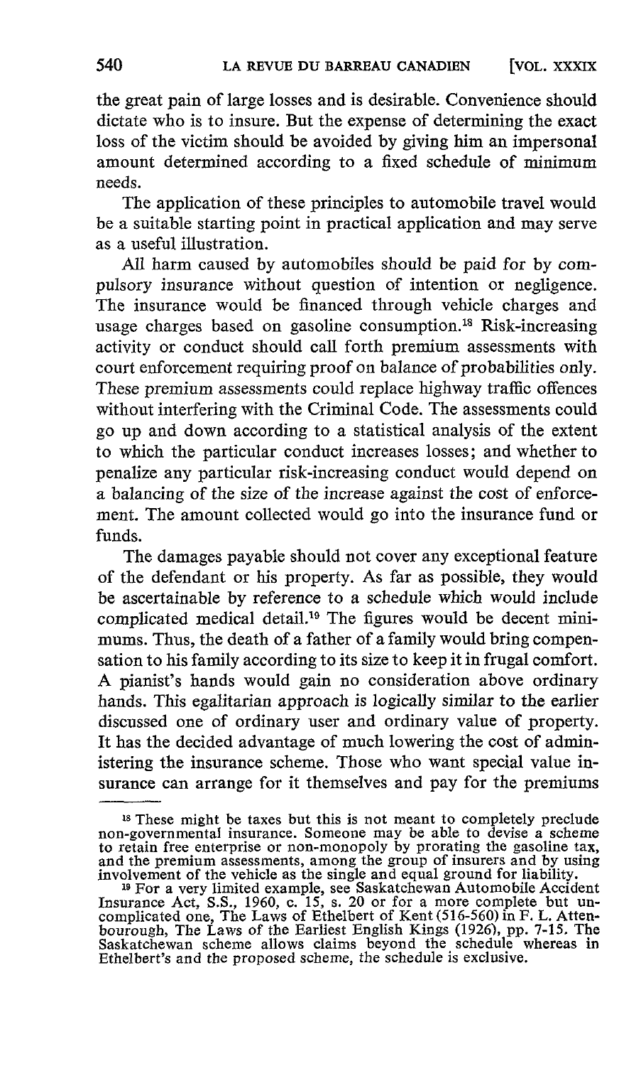the great pain of large losses and is desirable. Convenience should dictate who is to insure. But the expense of determining the exact loss of the victim should be avoided by giving him an impersonal amount determined according to a fixed schedule of minimum needs.

The application of these principles to automobile travel would be a suitable starting point in practical application and may serve as a useful illustration.

All harm caused by automobiles should be paid for by compulsory insurance without question of intention or negligence. The insurance would be financed through vehicle charges and usage charges based on gasoline consumption.[18] Risk-increasing activity or conduct should call forth premium assessments with court enforcement requiring proof on balance of probabilities only. These premium assessments could replace highway traffic offences without interfering with the Criminal Code. The assessments could go up and down according to a statistical analysis of the extent to which the particular conduct increases losses; and whether to penalize any particular risk-increasing conduct would depend on a balancing of the size of the increase against the cost of enforcement. The amount collected would go into the insurance fund or funds.

The damages payable should not cover any exceptional feature of the defendant or his property. As far as possible, they would be ascertainable by reference to a schedule which would include complicated medical detail.[19] The figures would be decent minimums. Thus, the death of a father of a family would bring compensation to his family according to its size to keep it in frugal comfort. A pianist's hands would gain no consideration above ordinary hands. This egalitarian approach is logically similar to the earlier discussed one of ordinary user and ordinary value of property. It has the decided advantage of much lowering the cost of administering the insurance scheme. Those who want special value insurance can arrange for it themselves and pay for the premiums

---

[18] These might be taxes but this is not meant to completely preclude non-governmental insurance. Someone may be able to devise a scheme to retain free enterprise or non-monopoly by prorating the gasoline tax, and the premium assessments, among the group of insurers and by using involvement of the vehicle as the single and equal ground for liability.

[19] For a very limited example, see Saskatchewan Automobile Accident Insurance Act, S.S., 1960, c. 15, s. 20 or for a more complete but uncomplicated one, The Laws of Ethelbert of Kent (516-560) in F. L. Attenbourough, The Laws of the Earliest English Kings (1926), pp. 7-15. The Saskatchewan scheme allows claims beyond the schedule whereas in Ethelbert's and the proposed scheme, the schedule is exclusive.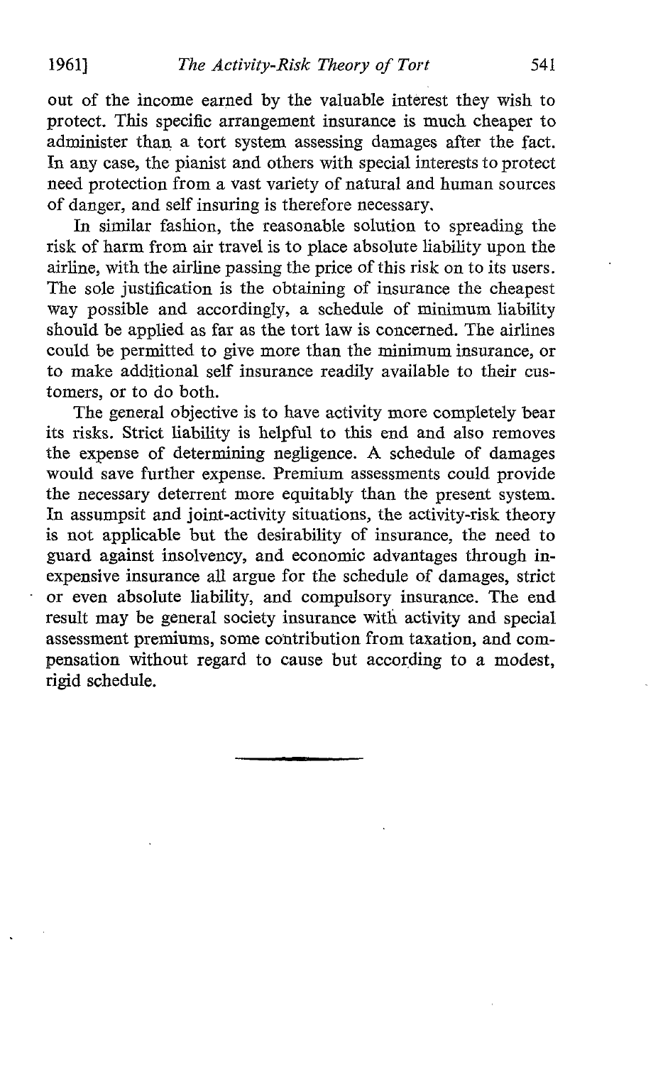out of the income earned by the valuable interest they wish to protect. This specific arrangement insurance is much cheaper to administer than a tort system assessing damages after the fact. In any case, the pianist and others with special interests to protect need protection from a vast variety of natural and human sources of danger, and self insuring is therefore necessary.

In similar fashion, the reasonable solution to spreading the risk of harm from air travel is to place absolute liability upon the airline, with the airline passing the price of this risk on to its users. The sole justification is the obtaining of insurance the cheapest way possible and accordingly, a schedule of minimum liability should be applied as far as the tort law is concerned. The airlines could be permitted to give more than the minimum insurance, or to make additional self insurance readily available to their customers, or to do both.

The general objective is to have activity more completely bear its risks. Strict liability is helpful to this end and also removes the expense of determining negligence. A schedule of damages would save further expense. Premium assessments could provide the necessary deterrent more equitably than the present system. In assumpsit and joint-activity situations, the activity-risk theory is not applicable but the desirability of insurance, the need to guard against insolvency, and economic advantages through inexpensive insurance all argue for the schedule of damages, strict or even absolute liability, and compulsory insurance. The end result may be general society insurance with activity and special assessment premiums, some contribution from taxation, and compensation without regard to cause but according to a modest, rigid schedule.